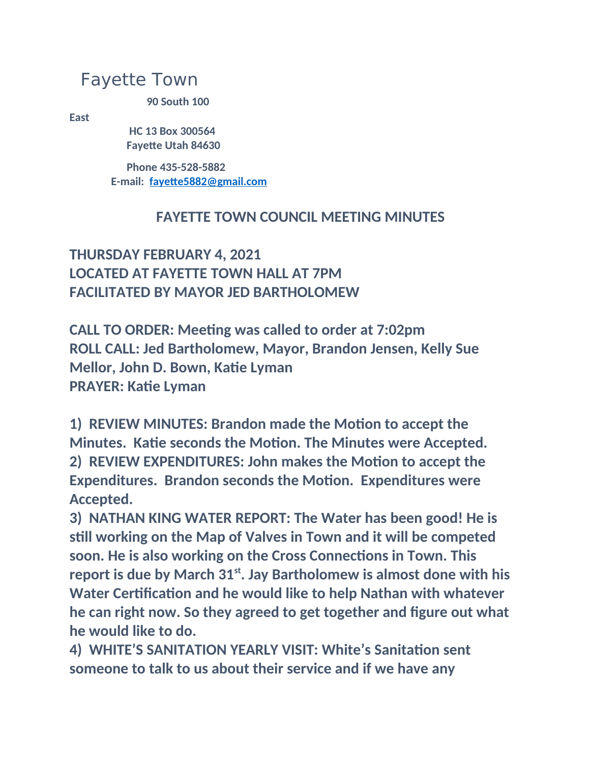# Fayette Town

**90 South 100 East**
**HC 13 Box 300564**
**Fayette Utah 84630**

**Phone 435-528-5882**
**E-mail: [fayette5882@gmail.com](mailto:fayette5882@gmail.com)**

## FAYETTE TOWN COUNCIL MEETING MINUTES

**THURSDAY FEBRUARY 4, 2021**
**LOCATED AT FAYETTE TOWN HALL AT 7PM**
**FACILITATED BY MAYOR JED BARTHOLOMEW**

**CALL TO ORDER: Meeting was called to order at 7:02pm**
**ROLL CALL: Jed Bartholomew, Mayor, Brandon Jensen, Kelly Sue Mellor, John D. Bown, Katie Lyman**
**PRAYER: Katie Lyman**

**1) REVIEW MINUTES: Brandon made the Motion to accept the Minutes. Katie seconds the Motion. The Minutes were Accepted.**
**2) REVIEW EXPENDITURES: John makes the Motion to accept the Expenditures. Brandon seconds the Motion. Expenditures were Accepted.**
**3) NATHAN KING WATER REPORT: The Water has been good! He is still working on the Map of Valves in Town and it will be competed soon. He is also working on the Cross Connections in Town. This report is due by March 31st. Jay Bartholomew is almost done with his Water Certification and he would like to help Nathan with whatever he can right now. So they agreed to get together and figure out what he would like to do.**
**4) WHITE'S SANITATION YEARLY VISIT: White's Sanitation sent someone to talk to us about their service and if we have any**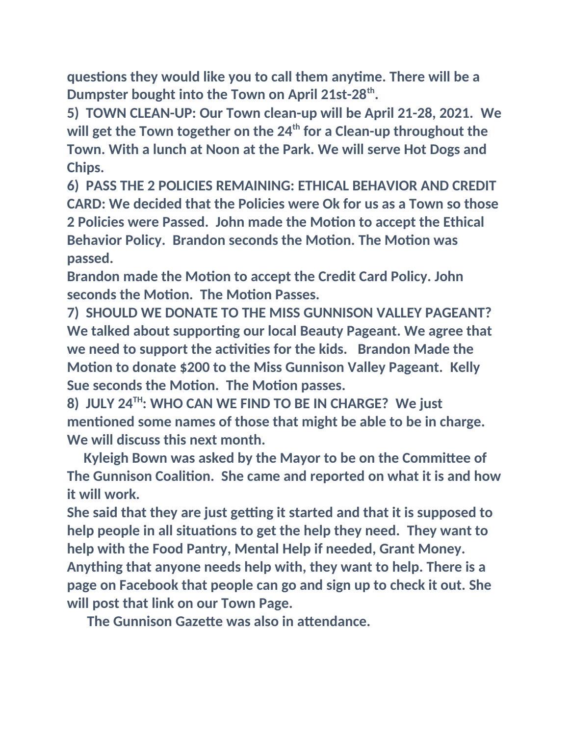**questions they would like you to call them anytime. There will be a Dumpster bought into the Town on April 21st-28th.**

**5) TOWN CLEAN-UP: Our Town clean-up will be April 21-28, 2021. We will get the Town together on the 24th for a Clean-up throughout the Town. With a lunch at Noon at the Park. We will serve Hot Dogs and Chips.**

**6) PASS THE 2 POLICIES REMAINING: ETHICAL BEHAVIOR AND CREDIT CARD: We decided that the Policies were Ok for us as a Town so those 2 Policies were Passed. John made the Motion to accept the Ethical Behavior Policy. Brandon seconds the Motion. The Motion was passed.**

**Brandon made the Motion to accept the Credit Card Policy. John seconds the Motion. The Motion Passes.**

**7) SHOULD WE DONATE TO THE MISS GUNNISON VALLEY PAGEANT? We talked about supporting our local Beauty Pageant. We agree that we need to support the activities for the kids. Brandon Made the Motion to donate $200 to the Miss Gunnison Valley Pageant. Kelly Sue seconds the Motion. The Motion passes.**

**8) JULY 24TH: WHO CAN WE FIND TO BE IN CHARGE? We just mentioned some names of those that might be able to be in charge. We will discuss this next month.**

**Kyleigh Bown was asked by the Mayor to be on the Committee of The Gunnison Coalition. She came and reported on what it is and how it will work.**

**She said that they are just getting it started and that it is supposed to help people in all situations to get the help they need. They want to help with the Food Pantry, Mental Help if needed, Grant Money. Anything that anyone needs help with, they want to help. There is a page on Facebook that people can go and sign up to check it out. She will post that link on our Town Page.**

**The Gunnison Gazette was also in attendance.**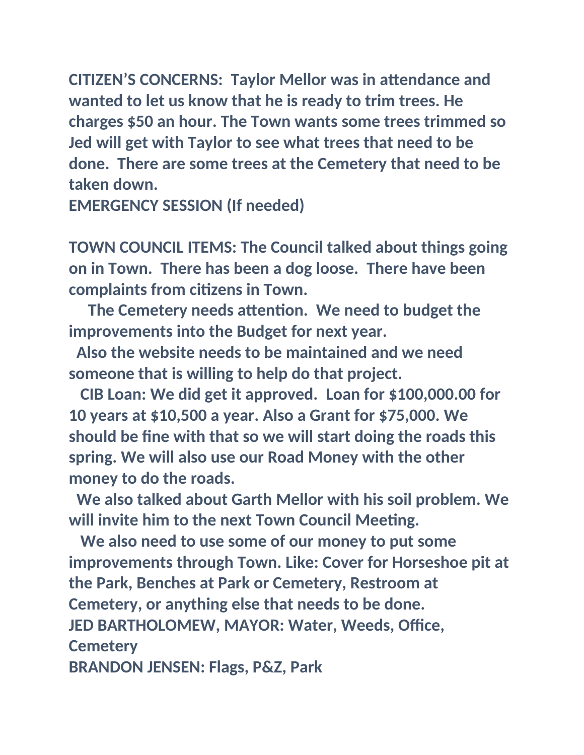**CITIZEN'S CONCERNS: Taylor Mellor was in attendance and wanted to let us know that he is ready to trim trees. He charges $50 an hour. The Town wants some trees trimmed so Jed will get with Taylor to see what trees that need to be done. There are some trees at the Cemetery that need to be taken down.**

**EMERGENCY SESSION (If needed)**

**TOWN COUNCIL ITEMS: The Council talked about things going on in Town. There has been a dog loose. There have been complaints from citizens in Town.**

**The Cemetery needs attention. We need to budget the improvements into the Budget for next year.**

**Also the website needs to be maintained and we need someone that is willing to help do that project.**

**CIB Loan: We did get it approved. Loan for $100,000.00 for 10 years at $10,500 a year. Also a Grant for $75,000. We should be fine with that so we will start doing the roads this spring. We will also use our Road Money with the other money to do the roads.**

**We also talked about Garth Mellor with his soil problem. We will invite him to the next Town Council Meeting.**

**We also need to use some of our money to put some improvements through Town. Like: Cover for Horseshoe pit at the Park, Benches at Park or Cemetery, Restroom at Cemetery, or anything else that needs to be done.**

**JED BARTHOLOMEW, MAYOR: Water, Weeds, Office, Cemetery**

**BRANDON JENSEN: Flags, P&Z, Park**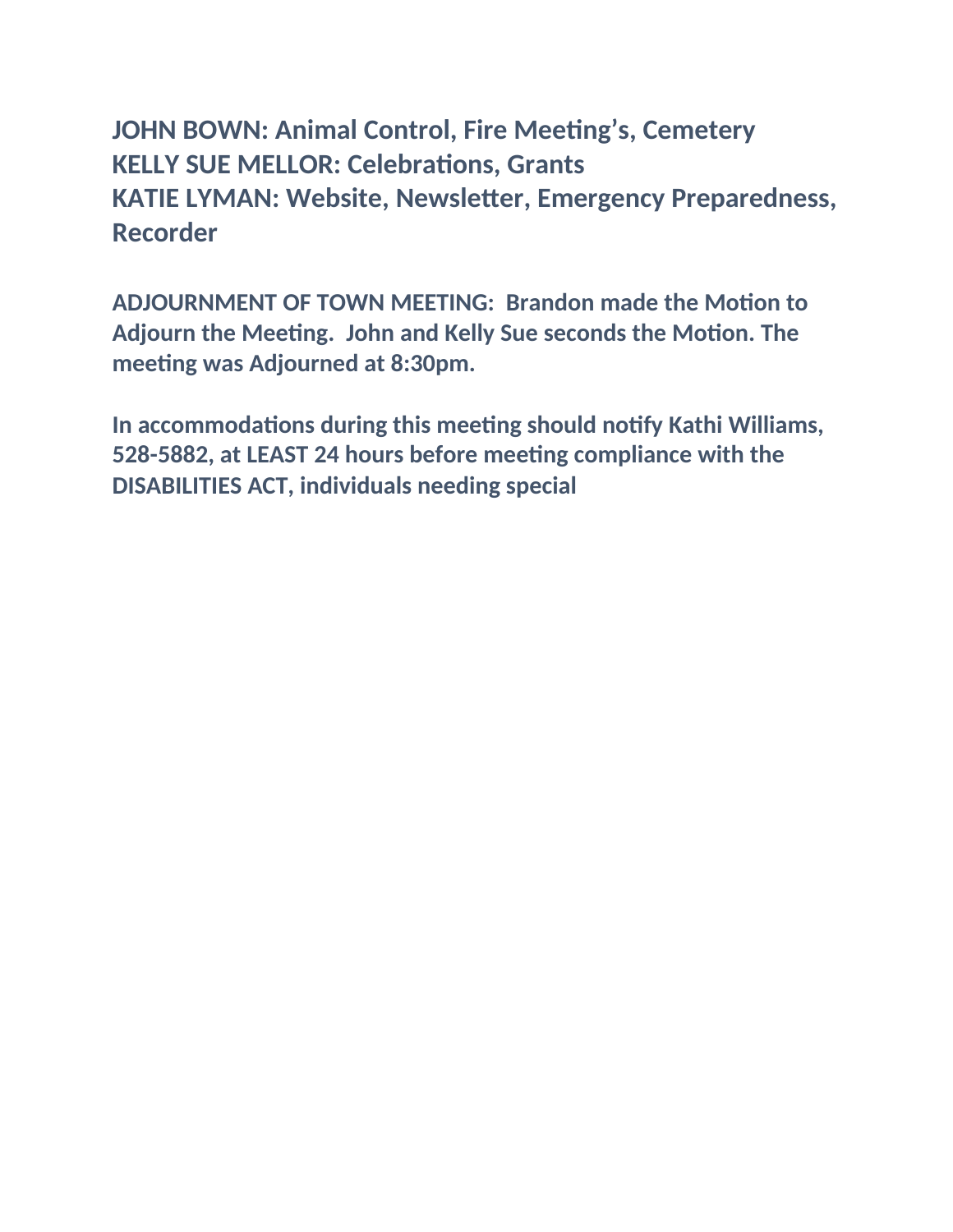**JOHN BOWN: Animal Control, Fire Meeting's, Cemetery**
**KELLY SUE MELLOR: Celebrations, Grants**
**KATIE LYMAN: Website, Newsletter, Emergency Preparedness, Recorder**

**ADJOURNMENT OF TOWN MEETING: Brandon made the Motion to Adjourn the Meeting. John and Kelly Sue seconds the Motion. The meeting was Adjourned at 8:30pm.**

**In accommodations during this meeting should notify Kathi Williams, 528-5882, at LEAST 24 hours before meeting compliance with the DISABILITIES ACT, individuals needing special**